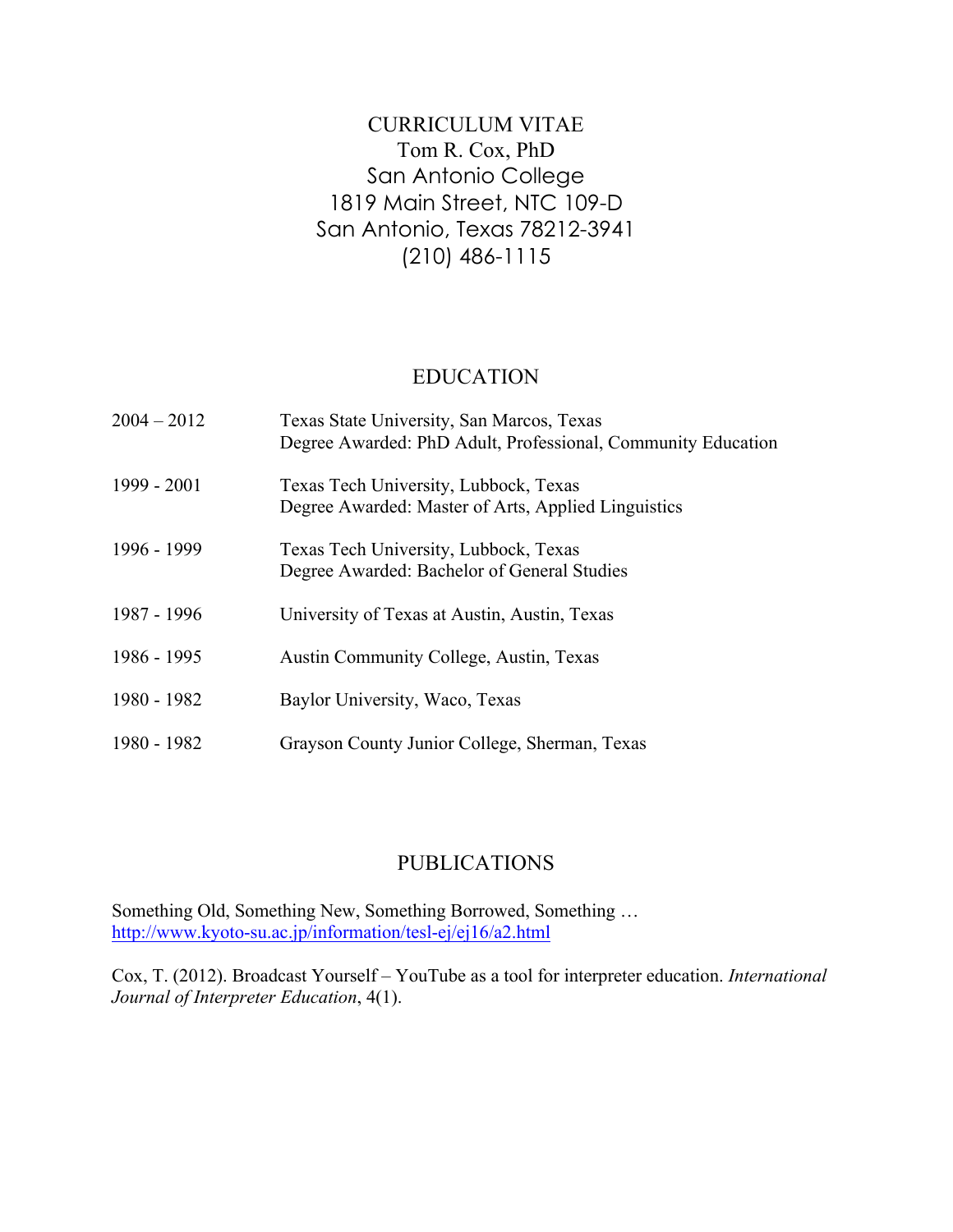# CURRICULUM VITAE

Tom R. Cox, PhD
San Antonio College
1819 Main Street, NTC 109-D
San Antonio, Texas 78212-3941
(210) 486-1115

## EDUCATION

| | |
|---|---|
| 2004 – 2012 | Texas State University, San Marcos, Texas<br>Degree Awarded: PhD Adult, Professional, Community Education |
| 1999 - 2001 | Texas Tech University, Lubbock, Texas<br>Degree Awarded: Master of Arts, Applied Linguistics |
| 1996 - 1999 | Texas Tech University, Lubbock, Texas<br>Degree Awarded: Bachelor of General Studies |
| 1987 - 1996 | University of Texas at Austin, Austin, Texas |
| 1986 - 1995 | Austin Community College, Austin, Texas |
| 1980 - 1982 | Baylor University, Waco, Texas |
| 1980 - 1982 | Grayson County Junior College, Sherman, Texas |

## PUBLICATIONS

Something Old, Something New, Something Borrowed, Something …
http://www.kyoto-su.ac.jp/information/tesl-ej/ej16/a2.html

Cox, T. (2012). Broadcast Yourself – YouTube as a tool for interpreter education. *International Journal of Interpreter Education*, 4(1).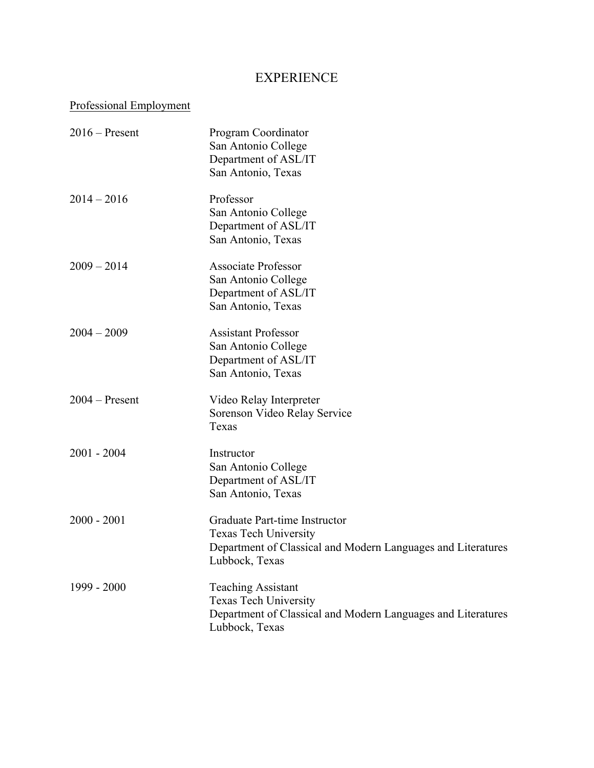# EXPERIENCE

Professional Employment

2016 – Present
Program Coordinator
San Antonio College
Department of ASL/IT
San Antonio, Texas

2014 – 2016
Professor
San Antonio College
Department of ASL/IT
San Antonio, Texas

2009 – 2014
Associate Professor
San Antonio College
Department of ASL/IT
San Antonio, Texas

2004 – 2009
Assistant Professor
San Antonio College
Department of ASL/IT
San Antonio, Texas

2004 – Present
Video Relay Interpreter
Sorenson Video Relay Service
Texas

2001 - 2004
Instructor
San Antonio College
Department of ASL/IT
San Antonio, Texas

2000 - 2001
Graduate Part-time Instructor
Texas Tech University
Department of Classical and Modern Languages and Literatures
Lubbock, Texas

1999 - 2000
Teaching Assistant
Texas Tech University
Department of Classical and Modern Languages and Literatures
Lubbock, Texas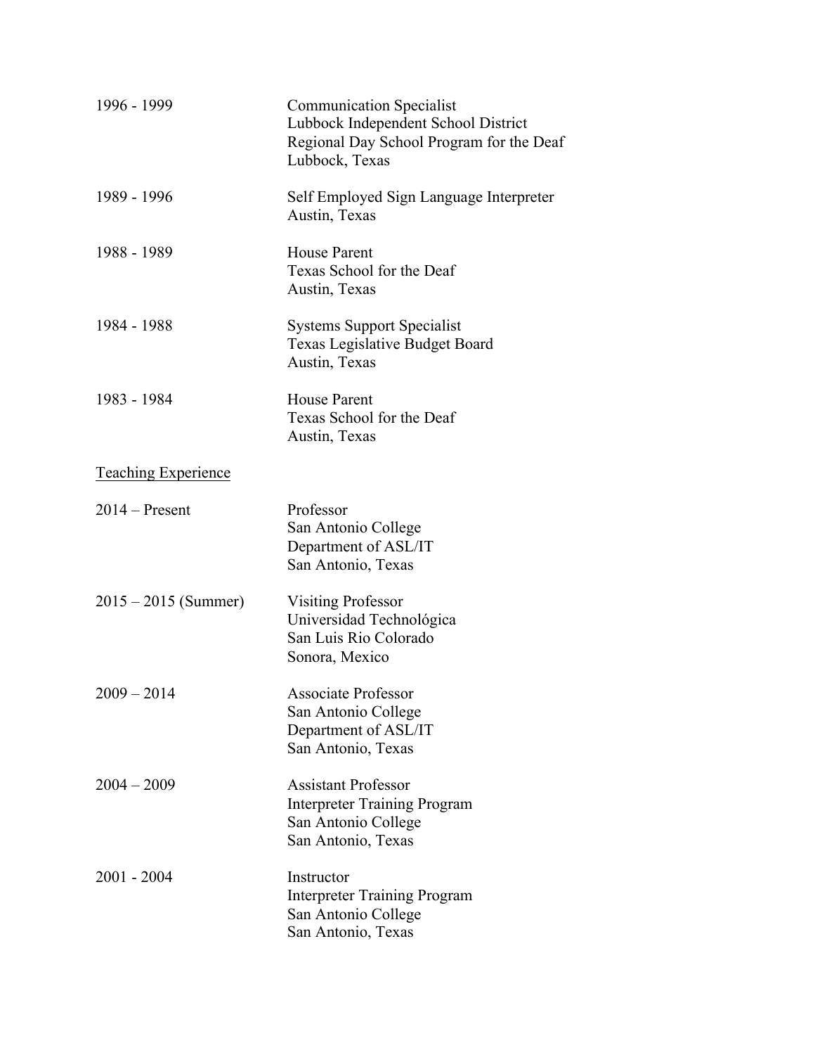| | |
|---|---|
| 1996 - 1999 | Communication Specialist<br>Lubbock Independent School District<br>Regional Day School Program for the Deaf<br>Lubbock, Texas |
| 1989 - 1996 | Self Employed Sign Language Interpreter<br>Austin, Texas |
| 1988 - 1989 | House Parent<br>Texas School for the Deaf<br>Austin, Texas |
| 1984 - 1988 | Systems Support Specialist<br>Texas Legislative Budget Board<br>Austin, Texas |
| 1983 - 1984 | House Parent<br>Texas School for the Deaf<br>Austin, Texas |

<u>Teaching Experience</u>

| | |
|---|---|
| 2014 – Present | Professor<br>San Antonio College<br>Department of ASL/IT<br>San Antonio, Texas |
| 2015 – 2015 (Summer) | Visiting Professor<br>Universidad Technológica<br>San Luis Rio Colorado<br>Sonora, Mexico |
| 2009 – 2014 | Associate Professor<br>San Antonio College<br>Department of ASL/IT<br>San Antonio, Texas |
| 2004 – 2009 | Assistant Professor<br>Interpreter Training Program<br>San Antonio College<br>San Antonio, Texas |
| 2001 - 2004 | Instructor<br>Interpreter Training Program<br>San Antonio College<br>San Antonio, Texas |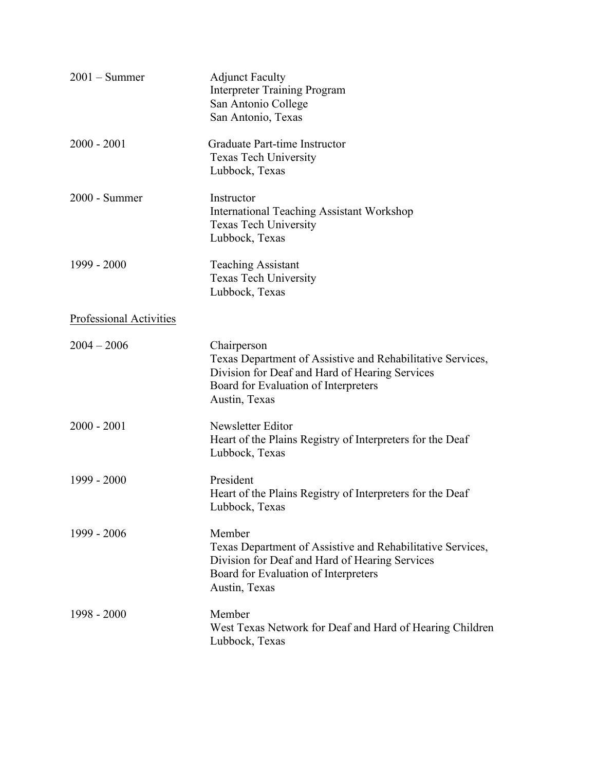2001 – Summer

Adjunct Faculty
Interpreter Training Program
San Antonio College
San Antonio, Texas

2000 - 2001

Graduate Part-time Instructor
Texas Tech University
Lubbock, Texas

2000 - Summer

Instructor
International Teaching Assistant Workshop
Texas Tech University
Lubbock, Texas

1999 - 2000

Teaching Assistant
Texas Tech University
Lubbock, Texas

<u>Professional Activities</u>

2004 – 2006

Chairperson
Texas Department of Assistive and Rehabilitative Services,
Division for Deaf and Hard of Hearing Services
Board for Evaluation of Interpreters
Austin, Texas

2000 - 2001

Newsletter Editor
Heart of the Plains Registry of Interpreters for the Deaf
Lubbock, Texas

1999 - 2000

President
Heart of the Plains Registry of Interpreters for the Deaf
Lubbock, Texas

1999 - 2006

Member
Texas Department of Assistive and Rehabilitative Services,
Division for Deaf and Hard of Hearing Services
Board for Evaluation of Interpreters
Austin, Texas

1998 - 2000

Member
West Texas Network for Deaf and Hard of Hearing Children
Lubbock, Texas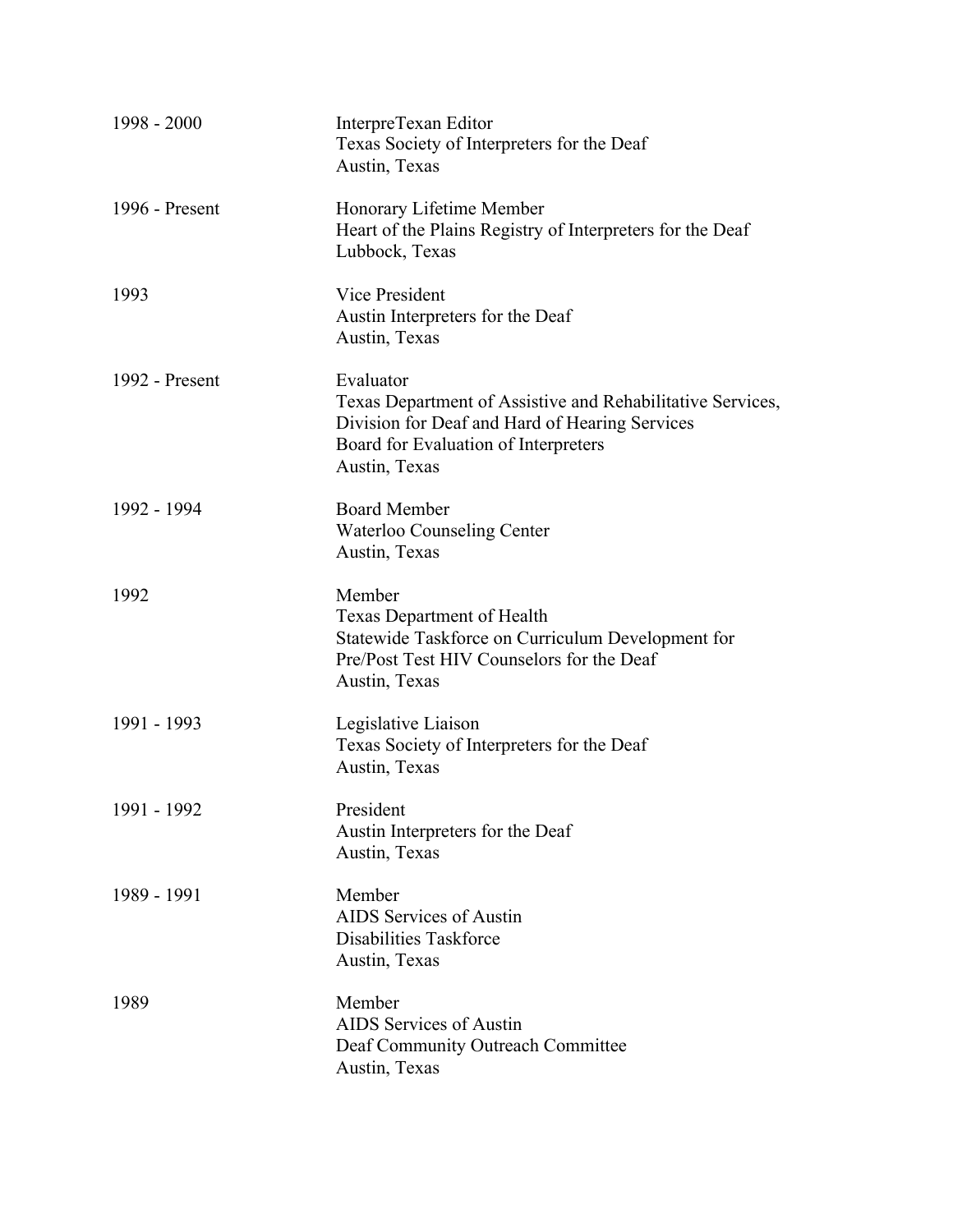| | |
|---|---|
| 1998 - 2000 | InterpreTexan Editor<br>Texas Society of Interpreters for the Deaf<br>Austin, Texas |
| 1996 - Present | Honorary Lifetime Member<br>Heart of the Plains Registry of Interpreters for the Deaf<br>Lubbock, Texas |
| 1993 | Vice President<br>Austin Interpreters for the Deaf<br>Austin, Texas |
| 1992 - Present | Evaluator<br>Texas Department of Assistive and Rehabilitative Services,<br>Division for Deaf and Hard of Hearing Services<br>Board for Evaluation of Interpreters<br>Austin, Texas |
| 1992 - 1994 | Board Member<br>Waterloo Counseling Center<br>Austin, Texas |
| 1992 | Member<br>Texas Department of Health<br>Statewide Taskforce on Curriculum Development for<br>Pre/Post Test HIV Counselors for the Deaf<br>Austin, Texas |
| 1991 - 1993 | Legislative Liaison<br>Texas Society of Interpreters for the Deaf<br>Austin, Texas |
| 1991 - 1992 | President<br>Austin Interpreters for the Deaf<br>Austin, Texas |
| 1989 - 1991 | Member<br>AIDS Services of Austin<br>Disabilities Taskforce<br>Austin, Texas |
| 1989 | Member<br>AIDS Services of Austin<br>Deaf Community Outreach Committee<br>Austin, Texas |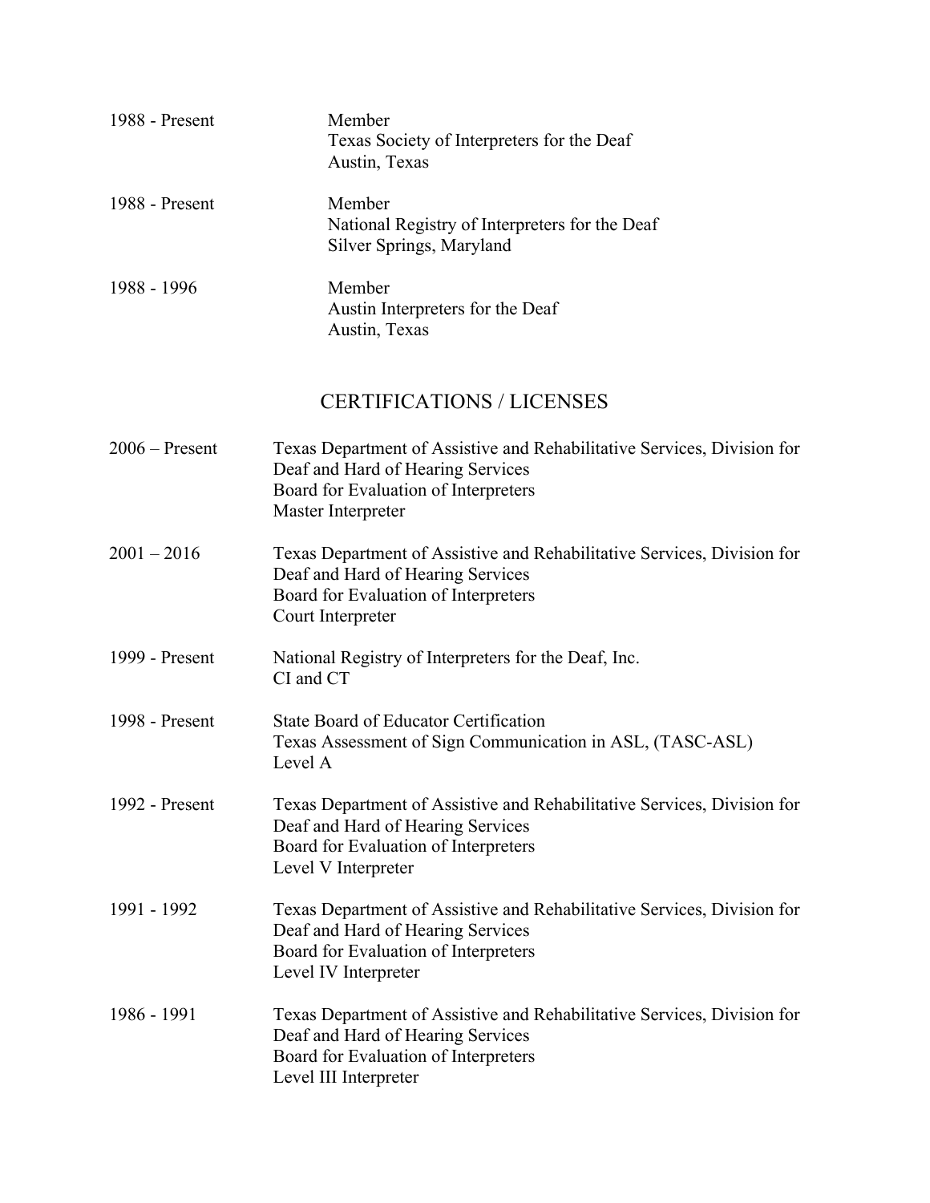1988 - Present Member
Texas Society of Interpreters for the Deaf
Austin, Texas

1988 - Present Member
National Registry of Interpreters for the Deaf
Silver Springs, Maryland

1988 - 1996 Member
Austin Interpreters for the Deaf
Austin, Texas

## CERTIFICATIONS / LICENSES

2006 – Present Texas Department of Assistive and Rehabilitative Services, Division for Deaf and Hard of Hearing Services
Board for Evaluation of Interpreters
Master Interpreter

2001 – 2016 Texas Department of Assistive and Rehabilitative Services, Division for Deaf and Hard of Hearing Services
Board for Evaluation of Interpreters
Court Interpreter

1999 - Present National Registry of Interpreters for the Deaf, Inc.
CI and CT

1998 - Present State Board of Educator Certification
Texas Assessment of Sign Communication in ASL, (TASC-ASL)
Level A

1992 - Present Texas Department of Assistive and Rehabilitative Services, Division for Deaf and Hard of Hearing Services
Board for Evaluation of Interpreters
Level V Interpreter

1991 - 1992 Texas Department of Assistive and Rehabilitative Services, Division for Deaf and Hard of Hearing Services
Board for Evaluation of Interpreters
Level IV Interpreter

1986 - 1991 Texas Department of Assistive and Rehabilitative Services, Division for Deaf and Hard of Hearing Services
Board for Evaluation of Interpreters
Level III Interpreter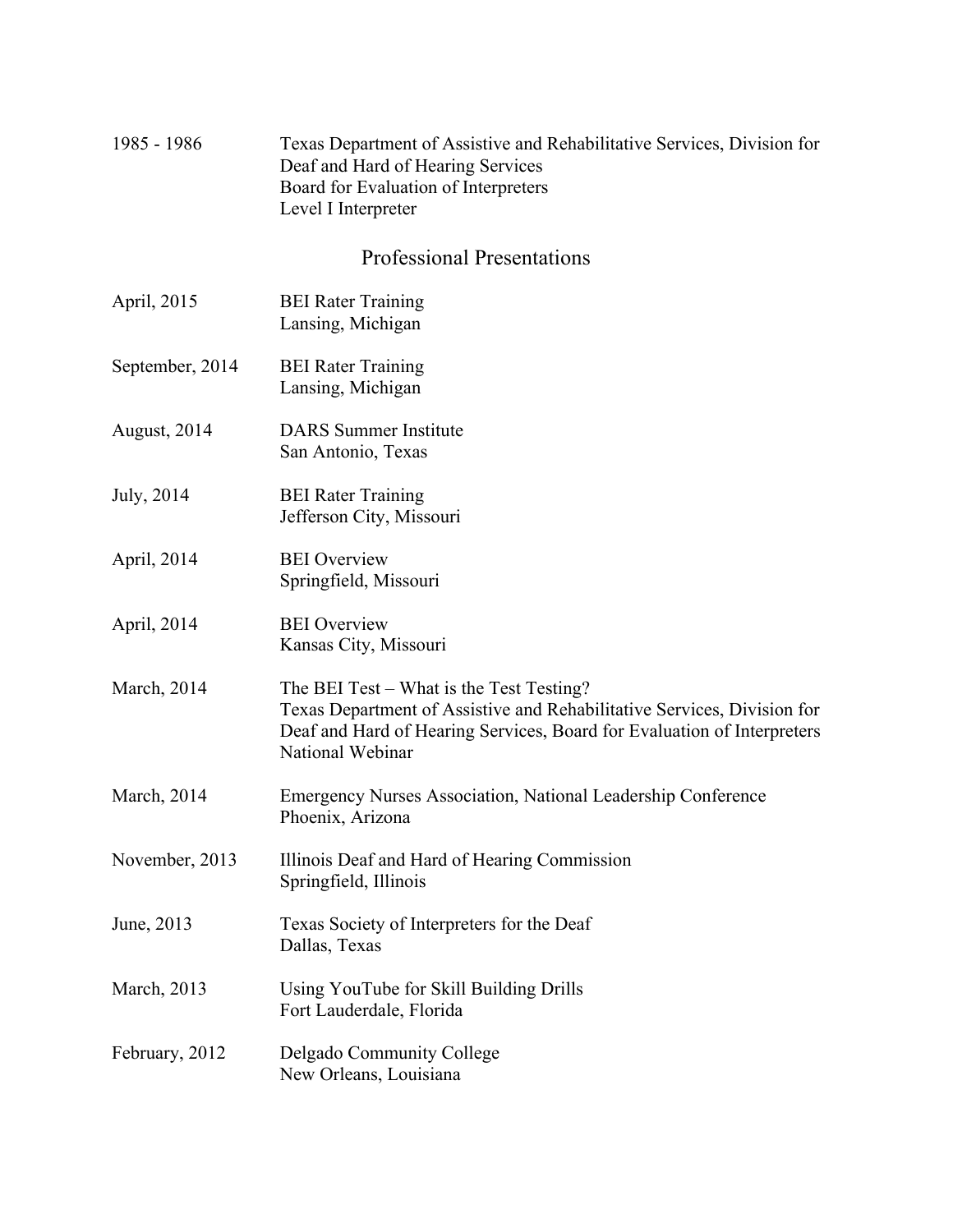1985 - 1986 Texas Department of Assistive and Rehabilitative Services, Division for Deaf and Hard of Hearing Services
Board for Evaluation of Interpreters
Level I Interpreter

## Professional Presentations

April, 2015 BEI Rater Training
Lansing, Michigan

September, 2014 BEI Rater Training
Lansing, Michigan

August, 2014 DARS Summer Institute
San Antonio, Texas

July, 2014 BEI Rater Training
Jefferson City, Missouri

April, 2014 BEI Overview
Springfield, Missouri

April, 2014 BEI Overview
Kansas City, Missouri

March, 2014 The BEI Test – What is the Test Testing?
Texas Department of Assistive and Rehabilitative Services, Division for Deaf and Hard of Hearing Services, Board for Evaluation of Interpreters
National Webinar

March, 2014 Emergency Nurses Association, National Leadership Conference
Phoenix, Arizona

November, 2013 Illinois Deaf and Hard of Hearing Commission
Springfield, Illinois

June, 2013 Texas Society of Interpreters for the Deaf
Dallas, Texas

March, 2013 Using YouTube for Skill Building Drills
Fort Lauderdale, Florida

February, 2012 Delgado Community College
New Orleans, Louisiana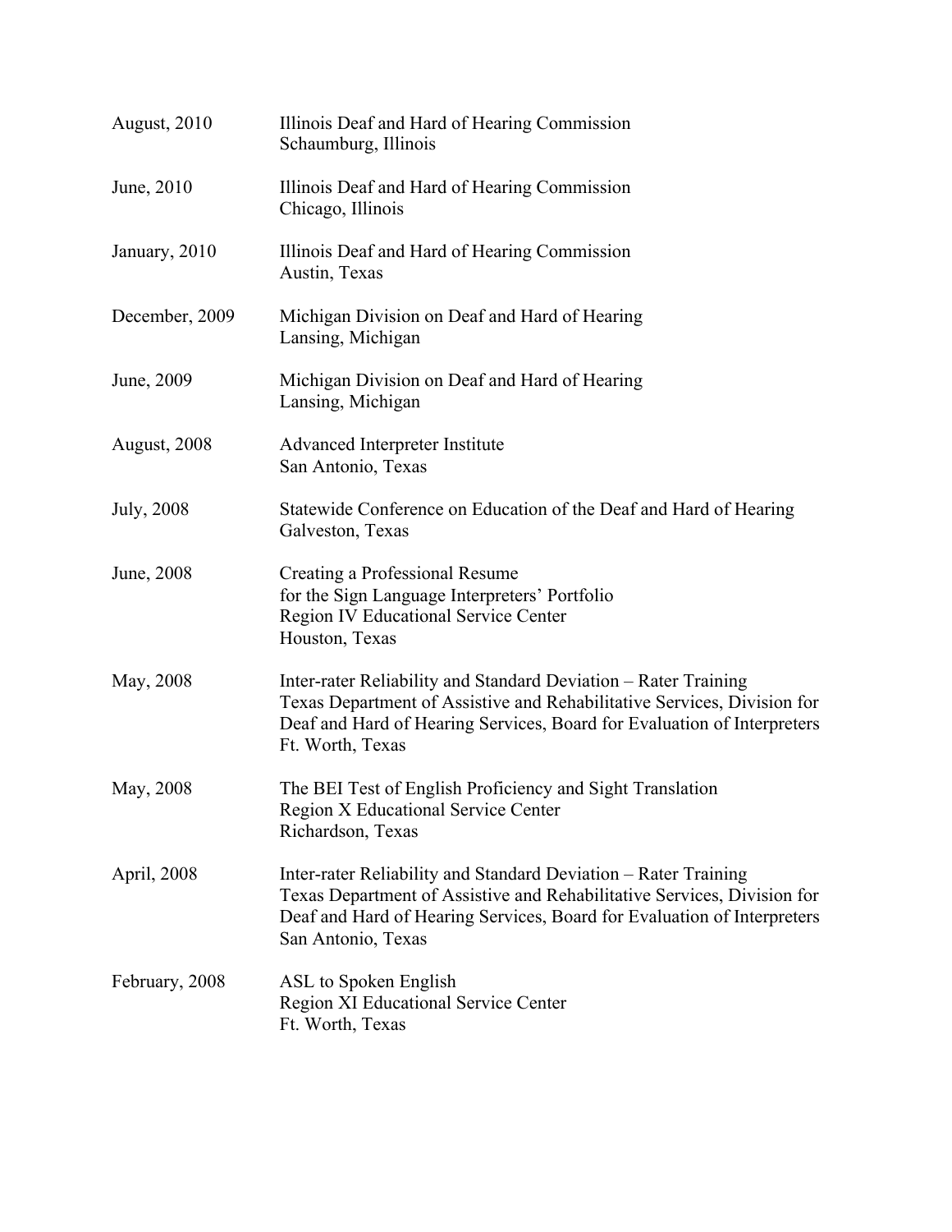| | |
|---|---|
| August, 2010 | Illinois Deaf and Hard of Hearing Commission<br>Schaumburg, Illinois |
| June, 2010 | Illinois Deaf and Hard of Hearing Commission<br>Chicago, Illinois |
| January, 2010 | Illinois Deaf and Hard of Hearing Commission<br>Austin, Texas |
| December, 2009 | Michigan Division on Deaf and Hard of Hearing<br>Lansing, Michigan |
| June, 2009 | Michigan Division on Deaf and Hard of Hearing<br>Lansing, Michigan |
| August, 2008 | Advanced Interpreter Institute<br>San Antonio, Texas |
| July, 2008 | Statewide Conference on Education of the Deaf and Hard of Hearing<br>Galveston, Texas |
| June, 2008 | Creating a Professional Resume<br>for the Sign Language Interpreters' Portfolio<br>Region IV Educational Service Center<br>Houston, Texas |
| May, 2008 | Inter-rater Reliability and Standard Deviation – Rater Training<br>Texas Department of Assistive and Rehabilitative Services, Division for Deaf and Hard of Hearing Services, Board for Evaluation of Interpreters<br>Ft. Worth, Texas |
| May, 2008 | The BEI Test of English Proficiency and Sight Translation<br>Region X Educational Service Center<br>Richardson, Texas |
| April, 2008 | Inter-rater Reliability and Standard Deviation – Rater Training<br>Texas Department of Assistive and Rehabilitative Services, Division for Deaf and Hard of Hearing Services, Board for Evaluation of Interpreters<br>San Antonio, Texas |
| February, 2008 | ASL to Spoken English<br>Region XI Educational Service Center<br>Ft. Worth, Texas |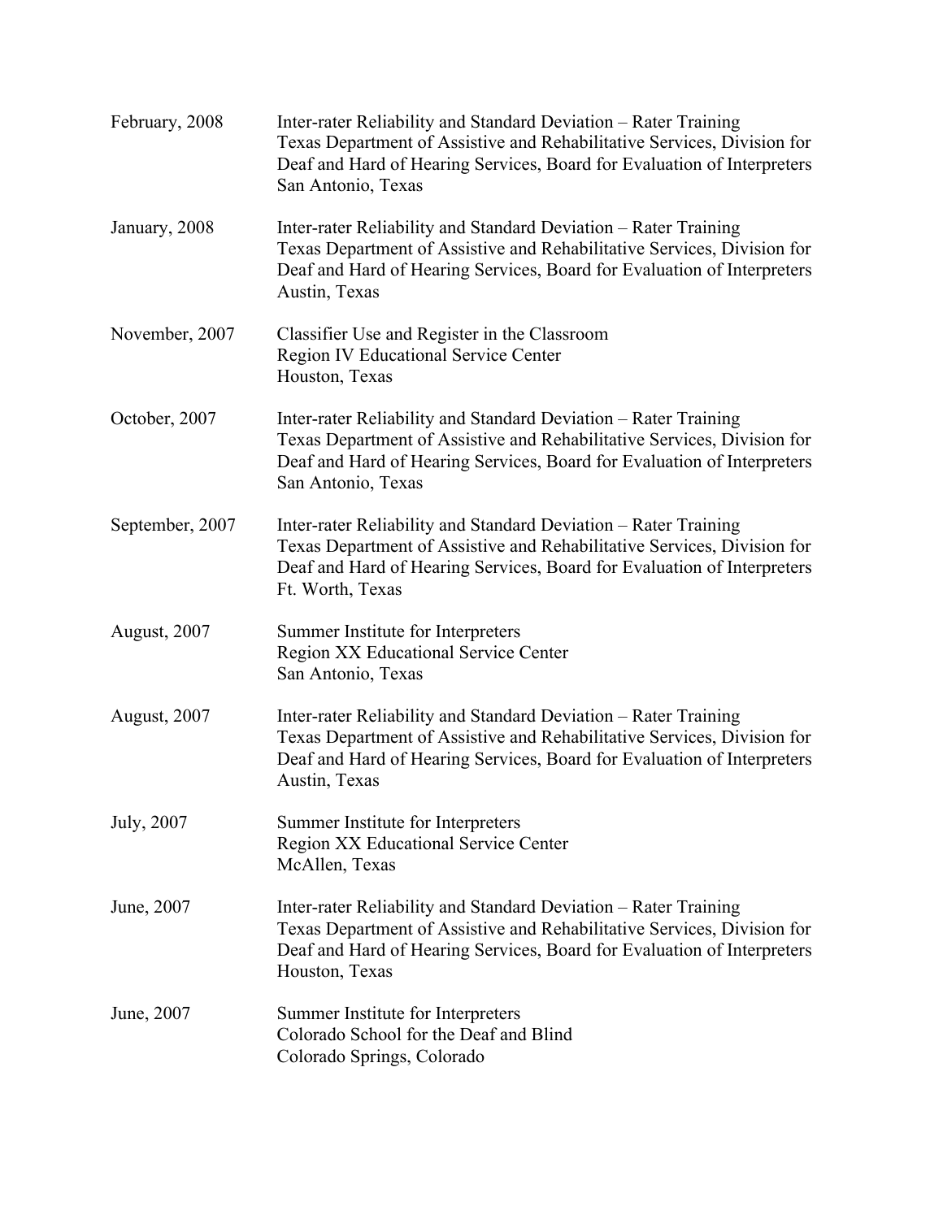| | |
|---|---|
| February, 2008 | Inter-rater Reliability and Standard Deviation – Rater Training<br>Texas Department of Assistive and Rehabilitative Services, Division for Deaf and Hard of Hearing Services, Board for Evaluation of Interpreters<br>San Antonio, Texas |
| January, 2008 | Inter-rater Reliability and Standard Deviation – Rater Training<br>Texas Department of Assistive and Rehabilitative Services, Division for Deaf and Hard of Hearing Services, Board for Evaluation of Interpreters<br>Austin, Texas |
| November, 2007 | Classifier Use and Register in the Classroom<br>Region IV Educational Service Center<br>Houston, Texas |
| October, 2007 | Inter-rater Reliability and Standard Deviation – Rater Training<br>Texas Department of Assistive and Rehabilitative Services, Division for Deaf and Hard of Hearing Services, Board for Evaluation of Interpreters<br>San Antonio, Texas |
| September, 2007 | Inter-rater Reliability and Standard Deviation – Rater Training<br>Texas Department of Assistive and Rehabilitative Services, Division for Deaf and Hard of Hearing Services, Board for Evaluation of Interpreters<br>Ft. Worth, Texas |
| August, 2007 | Summer Institute for Interpreters<br>Region XX Educational Service Center<br>San Antonio, Texas |
| August, 2007 | Inter-rater Reliability and Standard Deviation – Rater Training<br>Texas Department of Assistive and Rehabilitative Services, Division for Deaf and Hard of Hearing Services, Board for Evaluation of Interpreters<br>Austin, Texas |
| July, 2007 | Summer Institute for Interpreters<br>Region XX Educational Service Center<br>McAllen, Texas |
| June, 2007 | Inter-rater Reliability and Standard Deviation – Rater Training<br>Texas Department of Assistive and Rehabilitative Services, Division for Deaf and Hard of Hearing Services, Board for Evaluation of Interpreters<br>Houston, Texas |
| June, 2007 | Summer Institute for Interpreters<br>Colorado School for the Deaf and Blind<br>Colorado Springs, Colorado |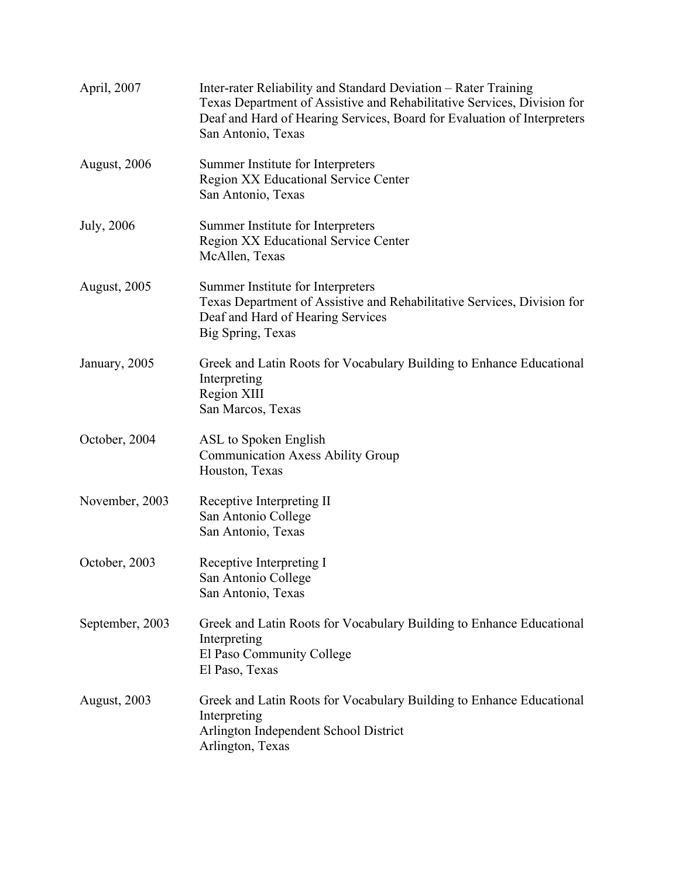| | |
|---|---|
| April, 2007 | Inter-rater Reliability and Standard Deviation – Rater Training<br>Texas Department of Assistive and Rehabilitative Services, Division for Deaf and Hard of Hearing Services, Board for Evaluation of Interpreters<br>San Antonio, Texas |
| August, 2006 | Summer Institute for Interpreters<br>Region XX Educational Service Center<br>San Antonio, Texas |
| July, 2006 | Summer Institute for Interpreters<br>Region XX Educational Service Center<br>McAllen, Texas |
| August, 2005 | Summer Institute for Interpreters<br>Texas Department of Assistive and Rehabilitative Services, Division for Deaf and Hard of Hearing Services<br>Big Spring, Texas |
| January, 2005 | Greek and Latin Roots for Vocabulary Building to Enhance Educational Interpreting<br>Region XIII<br>San Marcos, Texas |
| October, 2004 | ASL to Spoken English<br>Communication Axess Ability Group<br>Houston, Texas |
| November, 2003 | Receptive Interpreting II<br>San Antonio College<br>San Antonio, Texas |
| October, 2003 | Receptive Interpreting I<br>San Antonio College<br>San Antonio, Texas |
| September, 2003 | Greek and Latin Roots for Vocabulary Building to Enhance Educational Interpreting<br>El Paso Community College<br>El Paso, Texas |
| August, 2003 | Greek and Latin Roots for Vocabulary Building to Enhance Educational Interpreting<br>Arlington Independent School District<br>Arlington, Texas |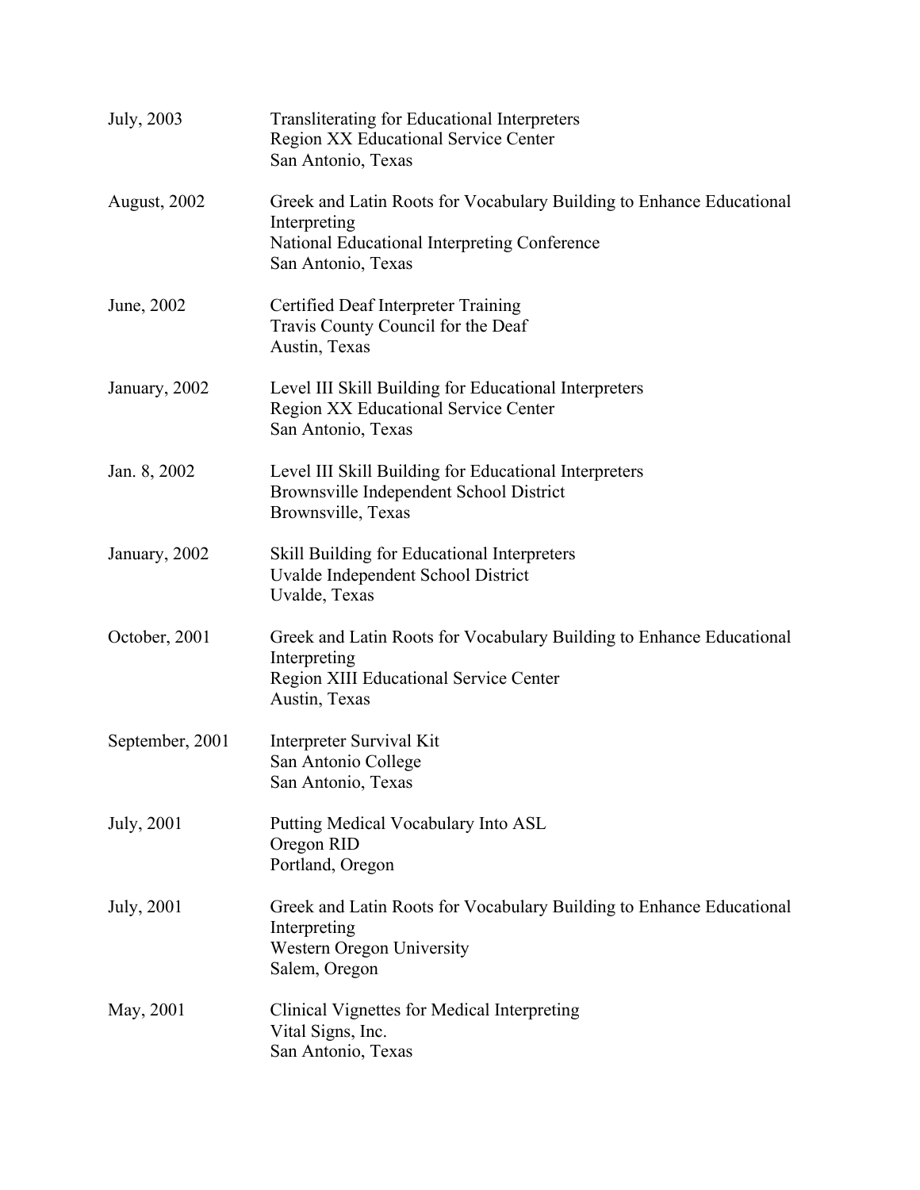| | |
|---|---|
| July, 2003 | Transliterating for Educational Interpreters<br>Region XX Educational Service Center<br>San Antonio, Texas |
| August, 2002 | Greek and Latin Roots for Vocabulary Building to Enhance Educational Interpreting<br>National Educational Interpreting Conference<br>San Antonio, Texas |
| June, 2002 | Certified Deaf Interpreter Training<br>Travis County Council for the Deaf<br>Austin, Texas |
| January, 2002 | Level III Skill Building for Educational Interpreters<br>Region XX Educational Service Center<br>San Antonio, Texas |
| Jan. 8, 2002 | Level III Skill Building for Educational Interpreters<br>Brownsville Independent School District<br>Brownsville, Texas |
| January, 2002 | Skill Building for Educational Interpreters<br>Uvalde Independent School District<br>Uvalde, Texas |
| October, 2001 | Greek and Latin Roots for Vocabulary Building to Enhance Educational Interpreting<br>Region XIII Educational Service Center<br>Austin, Texas |
| September, 2001 | Interpreter Survival Kit<br>San Antonio College<br>San Antonio, Texas |
| July, 2001 | Putting Medical Vocabulary Into ASL<br>Oregon RID<br>Portland, Oregon |
| July, 2001 | Greek and Latin Roots for Vocabulary Building to Enhance Educational Interpreting<br>Western Oregon University<br>Salem, Oregon |
| May, 2001 | Clinical Vignettes for Medical Interpreting<br>Vital Signs, Inc.<br>San Antonio, Texas |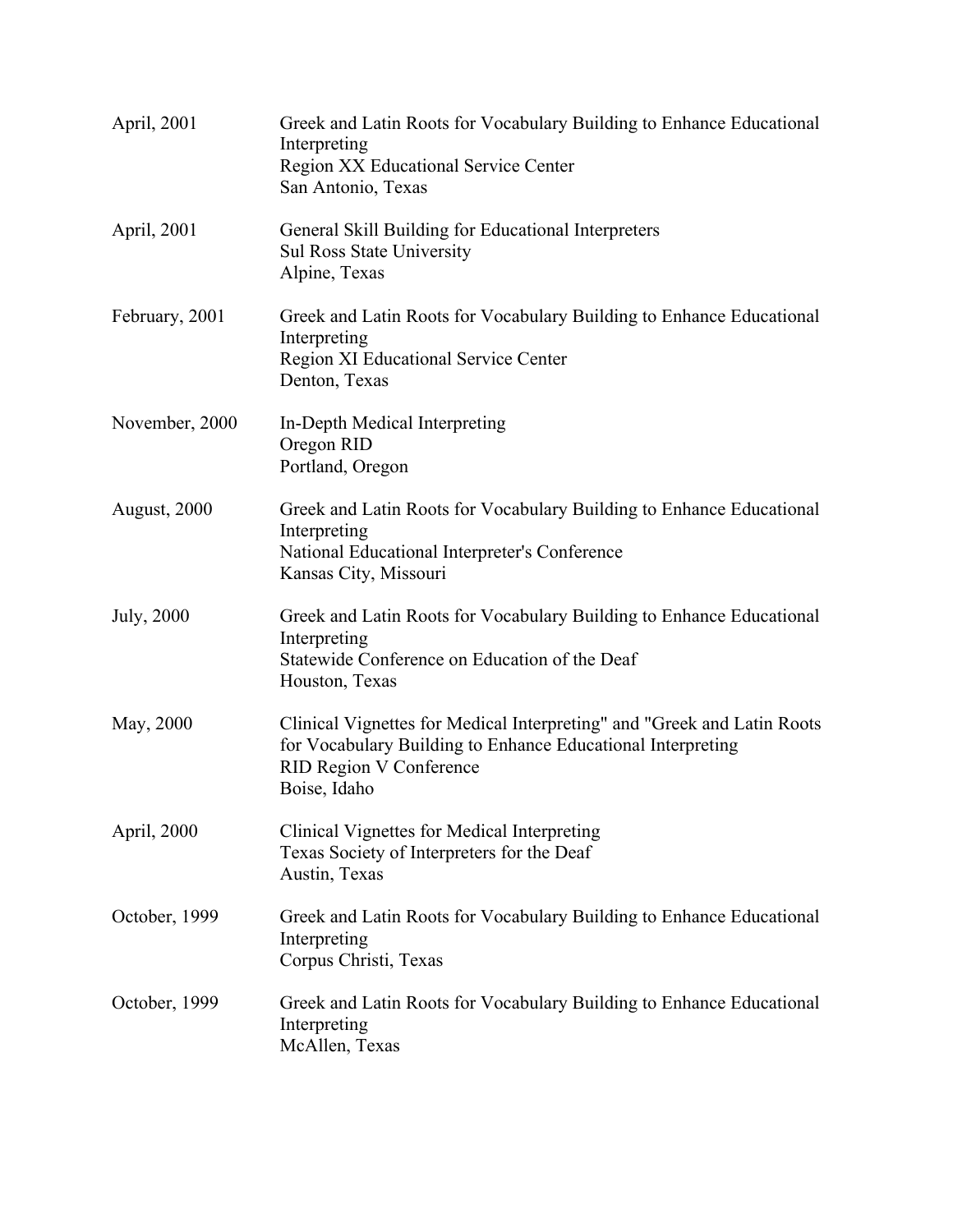| | |
|---|---|
| April, 2001 | Greek and Latin Roots for Vocabulary Building to Enhance Educational Interpreting<br>Region XX Educational Service Center<br>San Antonio, Texas |
| April, 2001 | General Skill Building for Educational Interpreters<br>Sul Ross State University<br>Alpine, Texas |
| February, 2001 | Greek and Latin Roots for Vocabulary Building to Enhance Educational Interpreting<br>Region XI Educational Service Center<br>Denton, Texas |
| November, 2000 | In-Depth Medical Interpreting<br>Oregon RID<br>Portland, Oregon |
| August, 2000 | Greek and Latin Roots for Vocabulary Building to Enhance Educational Interpreting<br>National Educational Interpreter's Conference<br>Kansas City, Missouri |
| July, 2000 | Greek and Latin Roots for Vocabulary Building to Enhance Educational Interpreting<br>Statewide Conference on Education of the Deaf<br>Houston, Texas |
| May, 2000 | Clinical Vignettes for Medical Interpreting" and "Greek and Latin Roots for Vocabulary Building to Enhance Educational Interpreting<br>RID Region V Conference<br>Boise, Idaho |
| April, 2000 | Clinical Vignettes for Medical Interpreting<br>Texas Society of Interpreters for the Deaf<br>Austin, Texas |
| October, 1999 | Greek and Latin Roots for Vocabulary Building to Enhance Educational Interpreting<br>Corpus Christi, Texas |
| October, 1999 | Greek and Latin Roots for Vocabulary Building to Enhance Educational Interpreting<br>McAllen, Texas |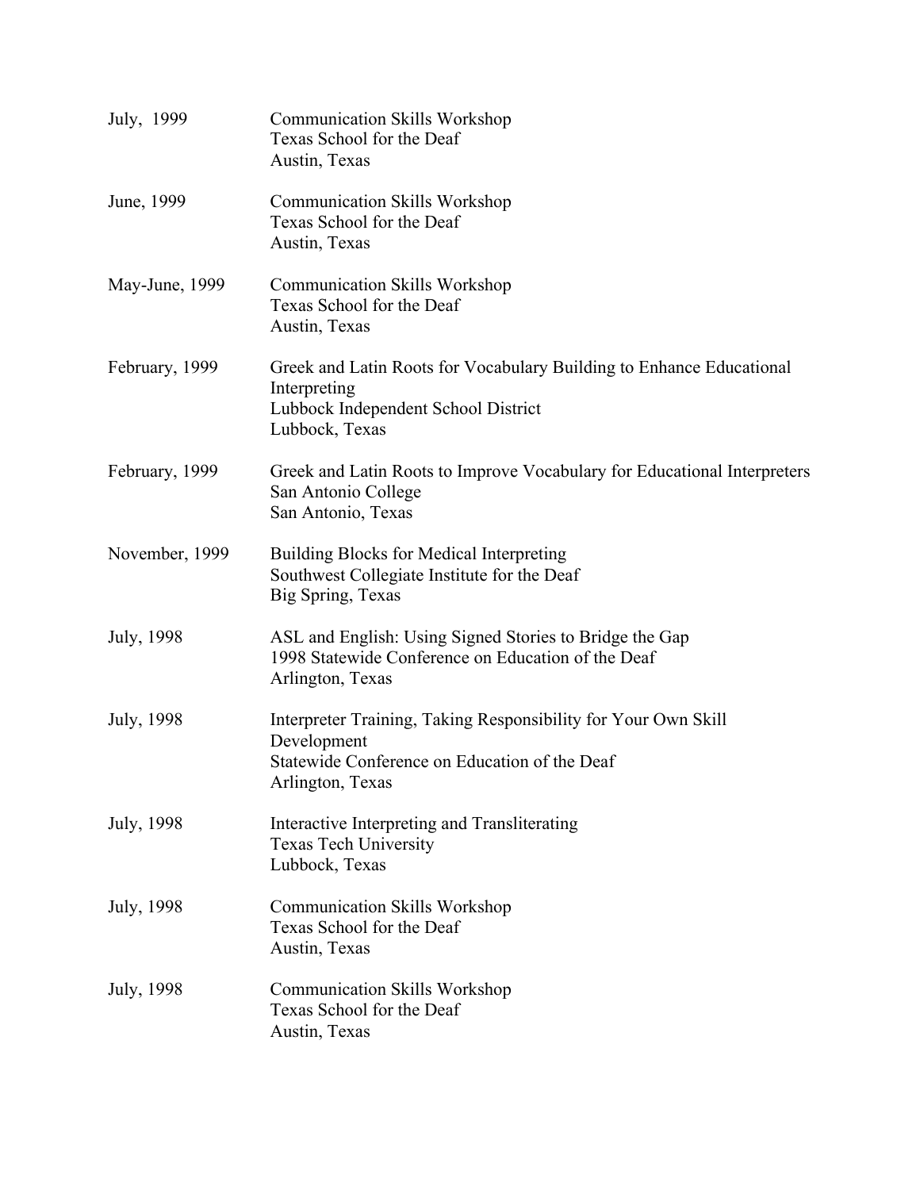| | |
|---|---|
| July, 1999 | Communication Skills Workshop<br>Texas School for the Deaf<br>Austin, Texas |
| June, 1999 | Communication Skills Workshop<br>Texas School for the Deaf<br>Austin, Texas |
| May-June, 1999 | Communication Skills Workshop<br>Texas School for the Deaf<br>Austin, Texas |
| February, 1999 | Greek and Latin Roots for Vocabulary Building to Enhance Educational Interpreting<br>Lubbock Independent School District<br>Lubbock, Texas |
| February, 1999 | Greek and Latin Roots to Improve Vocabulary for Educational Interpreters<br>San Antonio College<br>San Antonio, Texas |
| November, 1999 | Building Blocks for Medical Interpreting<br>Southwest Collegiate Institute for the Deaf<br>Big Spring, Texas |
| July, 1998 | ASL and English: Using Signed Stories to Bridge the Gap<br>1998 Statewide Conference on Education of the Deaf<br>Arlington, Texas |
| July, 1998 | Interpreter Training, Taking Responsibility for Your Own Skill Development<br>Statewide Conference on Education of the Deaf<br>Arlington, Texas |
| July, 1998 | Interactive Interpreting and Transliterating<br>Texas Tech University<br>Lubbock, Texas |
| July, 1998 | Communication Skills Workshop<br>Texas School for the Deaf<br>Austin, Texas |
| July, 1998 | Communication Skills Workshop<br>Texas School for the Deaf<br>Austin, Texas |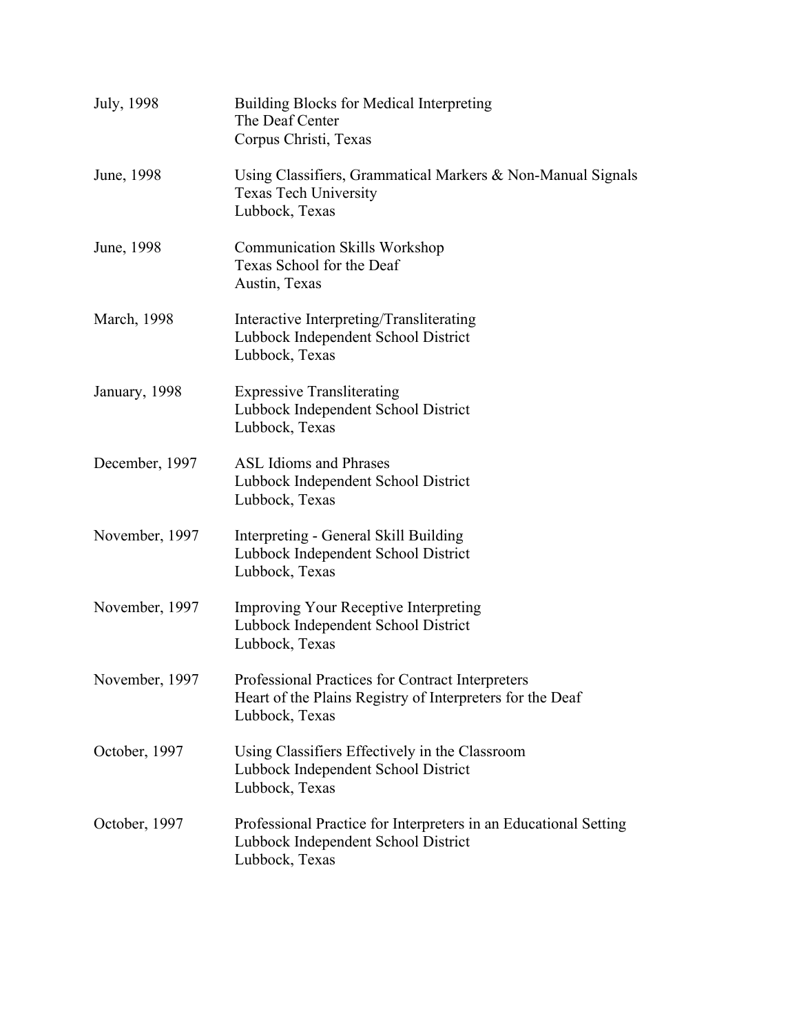| | |
|---|---|
| July, 1998 | Building Blocks for Medical Interpreting<br>The Deaf Center<br>Corpus Christi, Texas |
| June, 1998 | Using Classifiers, Grammatical Markers & Non-Manual Signals<br>Texas Tech University<br>Lubbock, Texas |
| June, 1998 | Communication Skills Workshop<br>Texas School for the Deaf<br>Austin, Texas |
| March, 1998 | Interactive Interpreting/Transliterating<br>Lubbock Independent School District<br>Lubbock, Texas |
| January, 1998 | Expressive Transliterating<br>Lubbock Independent School District<br>Lubbock, Texas |
| December, 1997 | ASL Idioms and Phrases<br>Lubbock Independent School District<br>Lubbock, Texas |
| November, 1997 | Interpreting - General Skill Building<br>Lubbock Independent School District<br>Lubbock, Texas |
| November, 1997 | Improving Your Receptive Interpreting<br>Lubbock Independent School District<br>Lubbock, Texas |
| November, 1997 | Professional Practices for Contract Interpreters<br>Heart of the Plains Registry of Interpreters for the Deaf<br>Lubbock, Texas |
| October, 1997 | Using Classifiers Effectively in the Classroom<br>Lubbock Independent School District<br>Lubbock, Texas |
| October, 1997 | Professional Practice for Interpreters in an Educational Setting<br>Lubbock Independent School District<br>Lubbock, Texas |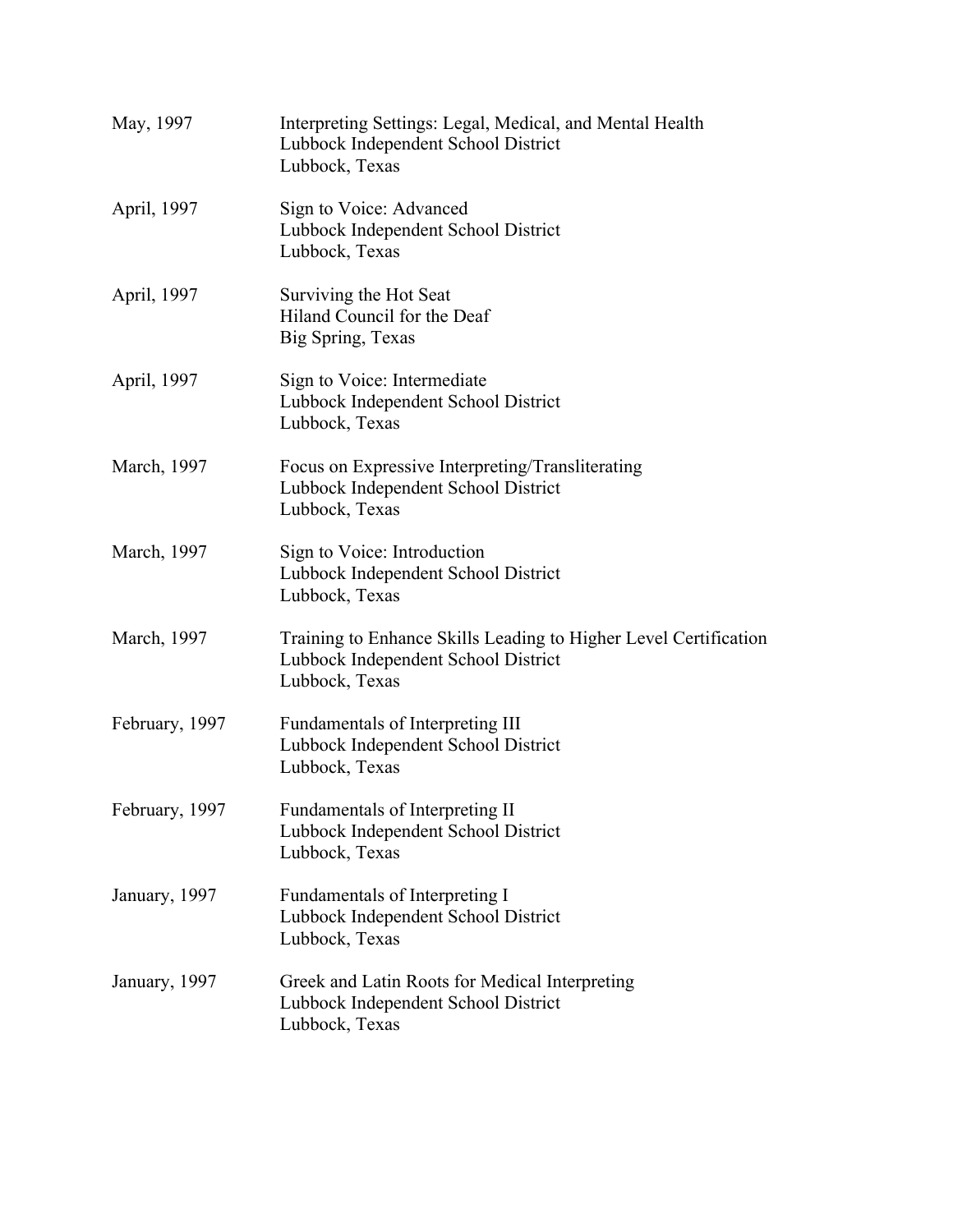| | |
|---|---|
| May, 1997 | Interpreting Settings: Legal, Medical, and Mental Health<br>Lubbock Independent School District<br>Lubbock, Texas |
| April, 1997 | Sign to Voice: Advanced<br>Lubbock Independent School District<br>Lubbock, Texas |
| April, 1997 | Surviving the Hot Seat<br>Hiland Council for the Deaf<br>Big Spring, Texas |
| April, 1997 | Sign to Voice: Intermediate<br>Lubbock Independent School District<br>Lubbock, Texas |
| March, 1997 | Focus on Expressive Interpreting/Transliterating<br>Lubbock Independent School District<br>Lubbock, Texas |
| March, 1997 | Sign to Voice: Introduction<br>Lubbock Independent School District<br>Lubbock, Texas |
| March, 1997 | Training to Enhance Skills Leading to Higher Level Certification<br>Lubbock Independent School District<br>Lubbock, Texas |
| February, 1997 | Fundamentals of Interpreting III<br>Lubbock Independent School District<br>Lubbock, Texas |
| February, 1997 | Fundamentals of Interpreting II<br>Lubbock Independent School District<br>Lubbock, Texas |
| January, 1997 | Fundamentals of Interpreting I<br>Lubbock Independent School District<br>Lubbock, Texas |
| January, 1997 | Greek and Latin Roots for Medical Interpreting<br>Lubbock Independent School District<br>Lubbock, Texas |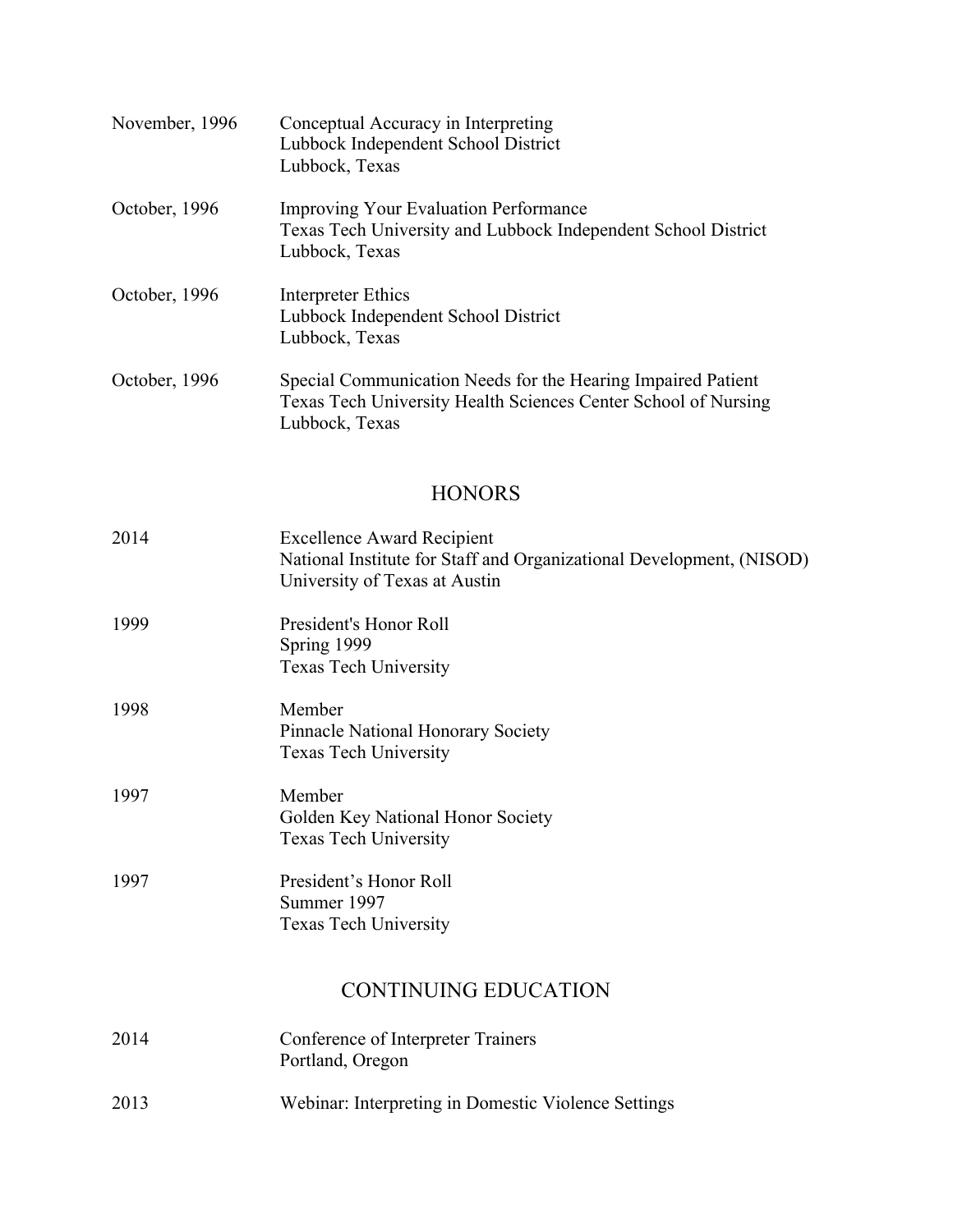November, 1996 — Conceptual Accuracy in Interpreting
Lubbock Independent School District
Lubbock, Texas

October, 1996 — Improving Your Evaluation Performance
Texas Tech University and Lubbock Independent School District
Lubbock, Texas

October, 1996 — Interpreter Ethics
Lubbock Independent School District
Lubbock, Texas

October, 1996 — Special Communication Needs for the Hearing Impaired Patient
Texas Tech University Health Sciences Center School of Nursing
Lubbock, Texas

## HONORS

2014 — Excellence Award Recipient
National Institute for Staff and Organizational Development, (NISOD)
University of Texas at Austin

1999 — President's Honor Roll
Spring 1999
Texas Tech University

1998 — Member
Pinnacle National Honorary Society
Texas Tech University

1997 — Member
Golden Key National Honor Society
Texas Tech University

1997 — President's Honor Roll
Summer 1997
Texas Tech University

## CONTINUING EDUCATION

2014 — Conference of Interpreter Trainers
Portland, Oregon

2013 — Webinar: Interpreting in Domestic Violence Settings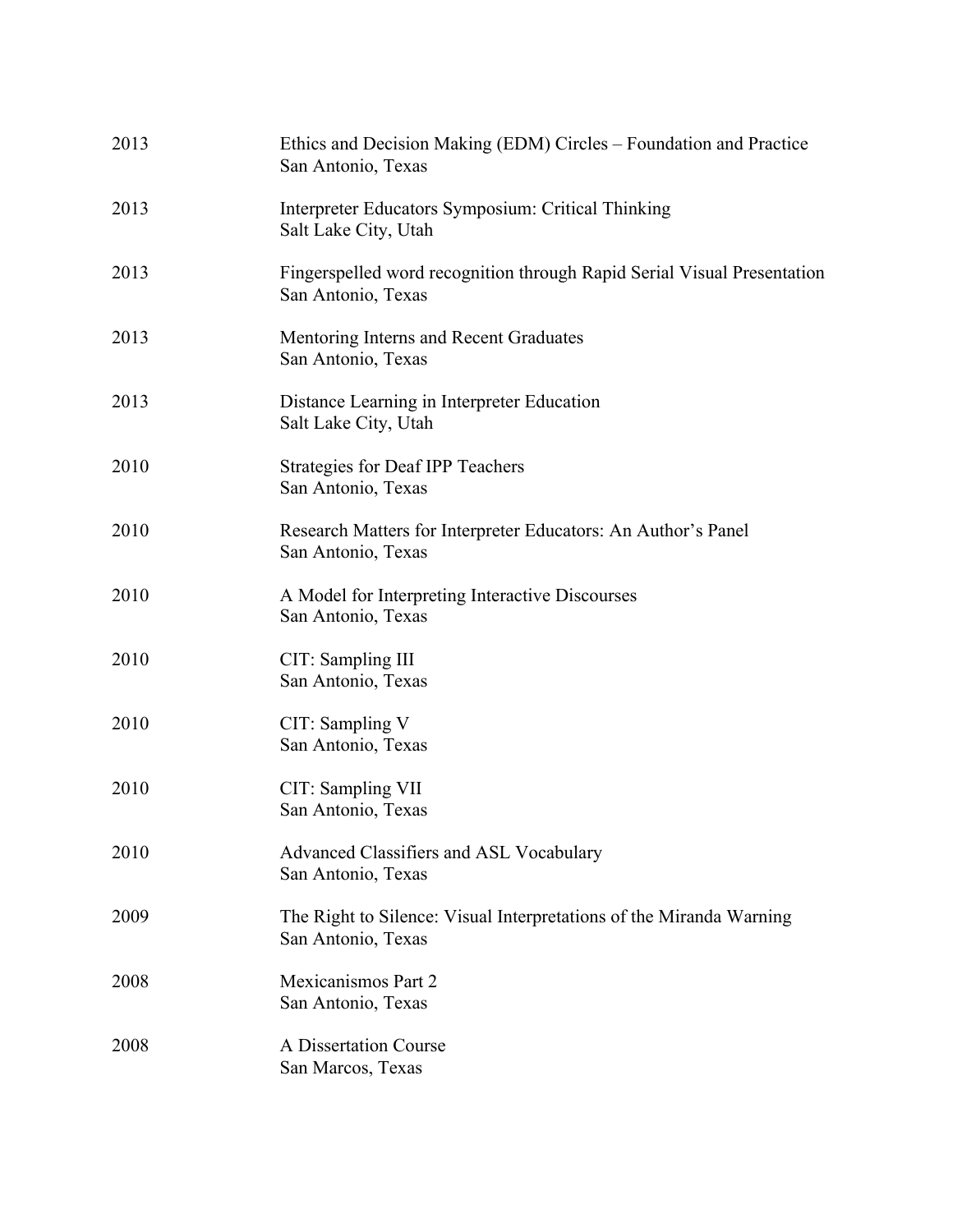2013 Ethics and Decision Making (EDM) Circles – Foundation and Practice
San Antonio, Texas

2013 Interpreter Educators Symposium: Critical Thinking
Salt Lake City, Utah

2013 Fingerspelled word recognition through Rapid Serial Visual Presentation
San Antonio, Texas

2013 Mentoring Interns and Recent Graduates
San Antonio, Texas

2013 Distance Learning in Interpreter Education
Salt Lake City, Utah

2010 Strategies for Deaf IPP Teachers
San Antonio, Texas

2010 Research Matters for Interpreter Educators: An Author's Panel
San Antonio, Texas

2010 A Model for Interpreting Interactive Discourses
San Antonio, Texas

2010 CIT: Sampling III
San Antonio, Texas

2010 CIT: Sampling V
San Antonio, Texas

2010 CIT: Sampling VII
San Antonio, Texas

2010 Advanced Classifiers and ASL Vocabulary
San Antonio, Texas

2009 The Right to Silence: Visual Interpretations of the Miranda Warning
San Antonio, Texas

2008 Mexicanismos Part 2
San Antonio, Texas

2008 A Dissertation Course
San Marcos, Texas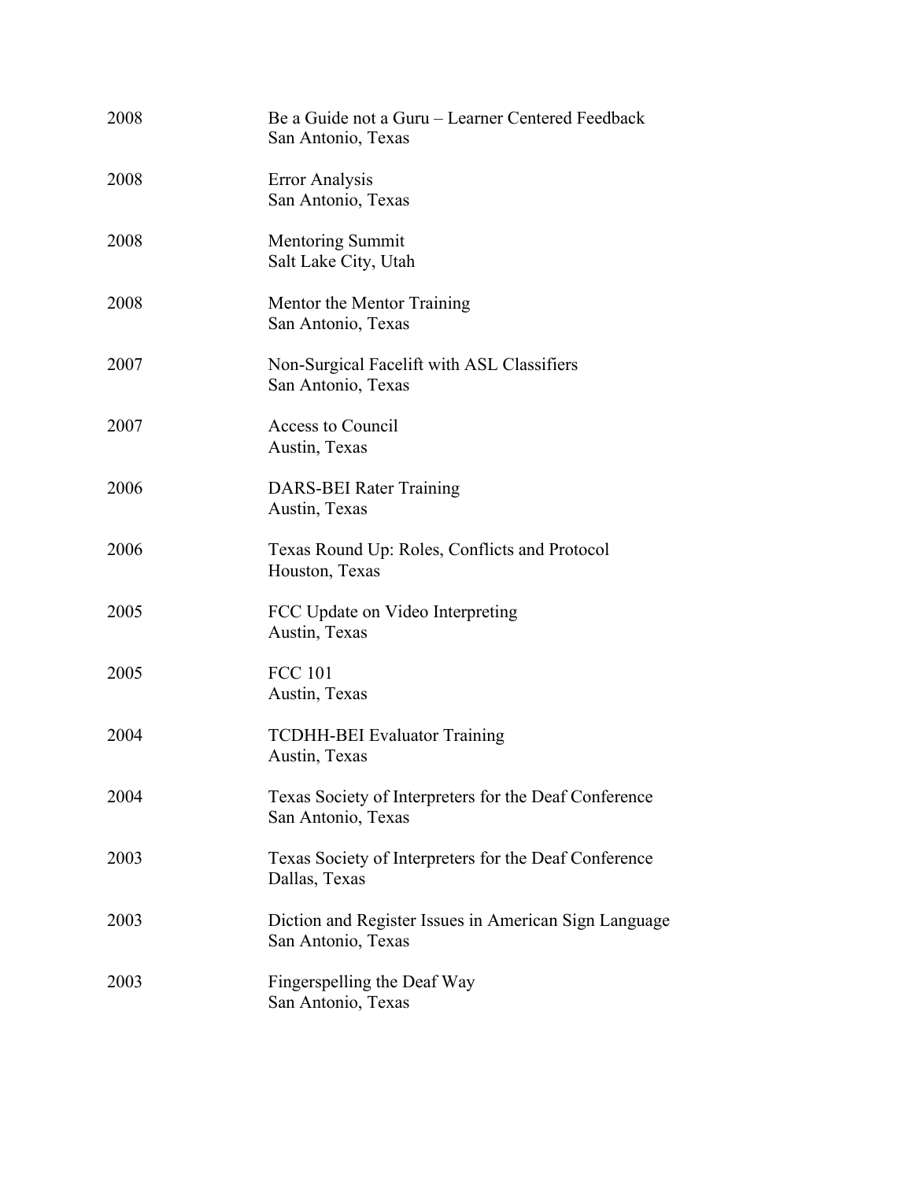| | |
|---|---|
| 2008 | Be a Guide not a Guru – Learner Centered Feedback<br>San Antonio, Texas |
| 2008 | Error Analysis<br>San Antonio, Texas |
| 2008 | Mentoring Summit<br>Salt Lake City, Utah |
| 2008 | Mentor the Mentor Training<br>San Antonio, Texas |
| 2007 | Non-Surgical Facelift with ASL Classifiers<br>San Antonio, Texas |
| 2007 | Access to Council<br>Austin, Texas |
| 2006 | DARS-BEI Rater Training<br>Austin, Texas |
| 2006 | Texas Round Up: Roles, Conflicts and Protocol<br>Houston, Texas |
| 2005 | FCC Update on Video Interpreting<br>Austin, Texas |
| 2005 | FCC 101<br>Austin, Texas |
| 2004 | TCDHH-BEI Evaluator Training<br>Austin, Texas |
| 2004 | Texas Society of Interpreters for the Deaf Conference<br>San Antonio, Texas |
| 2003 | Texas Society of Interpreters for the Deaf Conference<br>Dallas, Texas |
| 2003 | Diction and Register Issues in American Sign Language<br>San Antonio, Texas |
| 2003 | Fingerspelling the Deaf Way<br>San Antonio, Texas |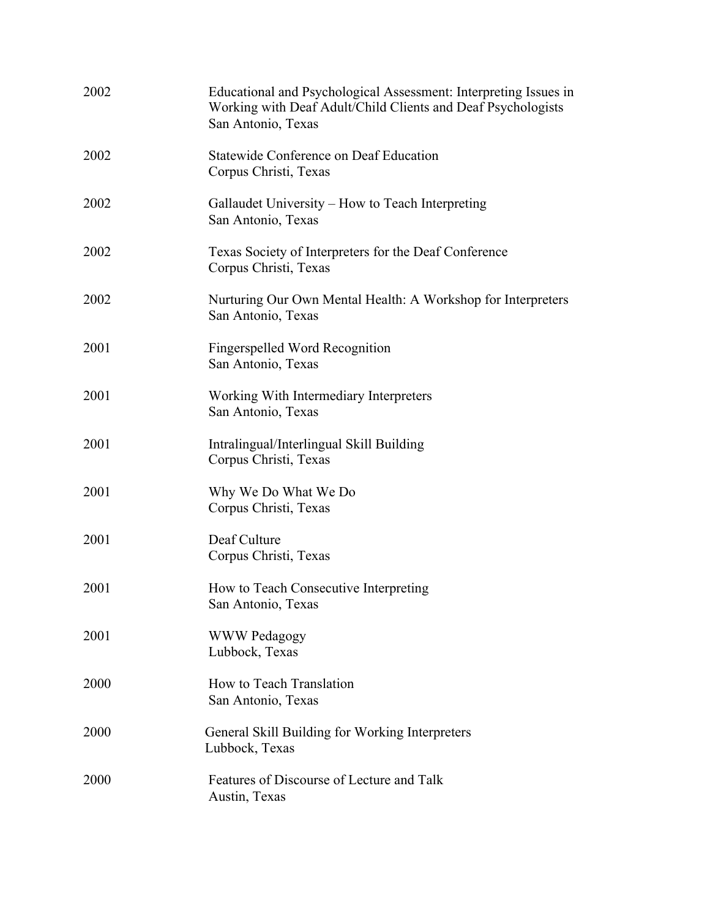| | |
|---|---|
| 2002 | Educational and Psychological Assessment: Interpreting Issues in Working with Deaf Adult/Child Clients and Deaf Psychologists<br>San Antonio, Texas |
| 2002 | Statewide Conference on Deaf Education<br>Corpus Christi, Texas |
| 2002 | Gallaudet University – How to Teach Interpreting<br>San Antonio, Texas |
| 2002 | Texas Society of Interpreters for the Deaf Conference<br>Corpus Christi, Texas |
| 2002 | Nurturing Our Own Mental Health: A Workshop for Interpreters<br>San Antonio, Texas |
| 2001 | Fingerspelled Word Recognition<br>San Antonio, Texas |
| 2001 | Working With Intermediary Interpreters<br>San Antonio, Texas |
| 2001 | Intralingual/Interlingual Skill Building<br>Corpus Christi, Texas |
| 2001 | Why We Do What We Do<br>Corpus Christi, Texas |
| 2001 | Deaf Culture<br>Corpus Christi, Texas |
| 2001 | How to Teach Consecutive Interpreting<br>San Antonio, Texas |
| 2001 | WWW Pedagogy<br>Lubbock, Texas |
| 2000 | How to Teach Translation<br>San Antonio, Texas |
| 2000 | General Skill Building for Working Interpreters<br>Lubbock, Texas |
| 2000 | Features of Discourse of Lecture and Talk<br>Austin, Texas |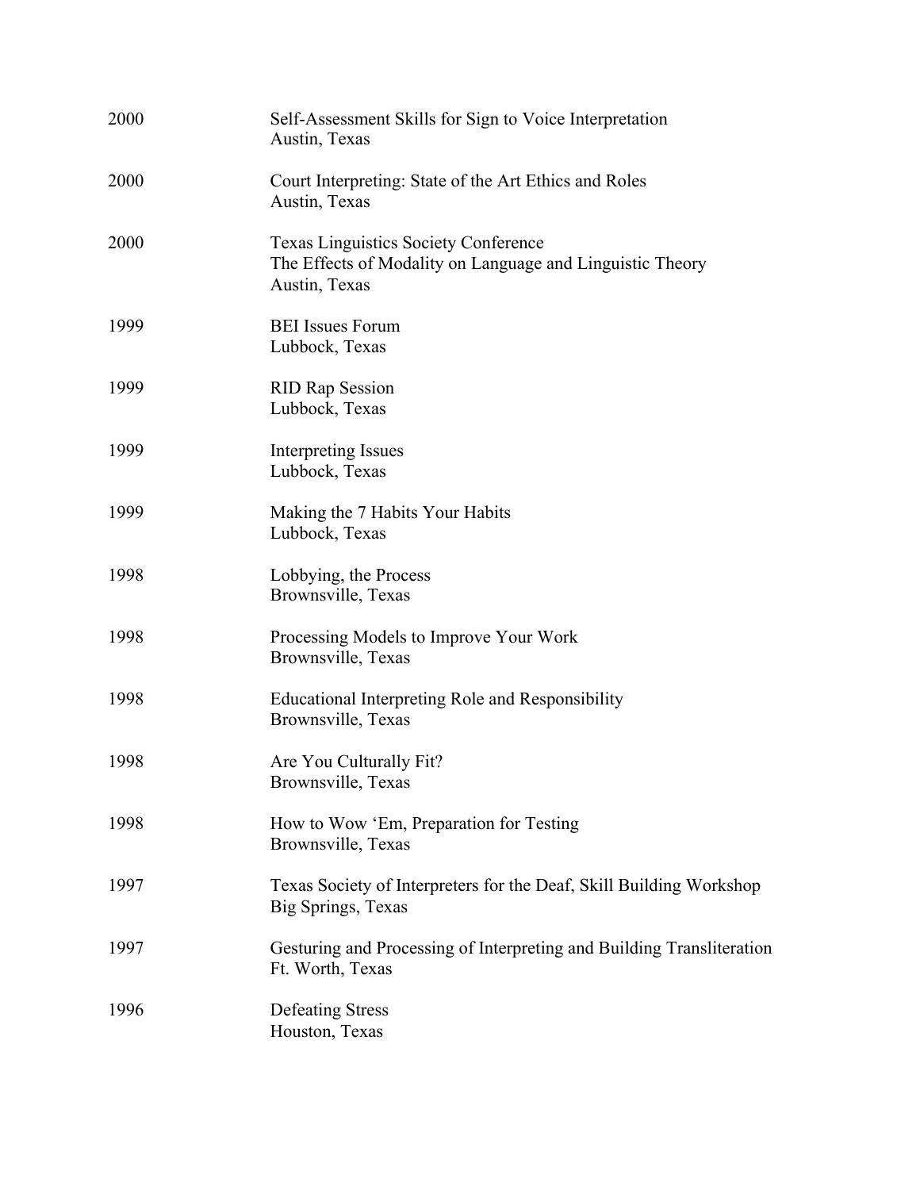| | |
|---|---|
| 2000 | Self-Assessment Skills for Sign to Voice Interpretation<br>Austin, Texas |
| 2000 | Court Interpreting: State of the Art Ethics and Roles<br>Austin, Texas |
| 2000 | Texas Linguistics Society Conference<br>The Effects of Modality on Language and Linguistic Theory<br>Austin, Texas |
| 1999 | BEI Issues Forum<br>Lubbock, Texas |
| 1999 | RID Rap Session<br>Lubbock, Texas |
| 1999 | Interpreting Issues<br>Lubbock, Texas |
| 1999 | Making the 7 Habits Your Habits<br>Lubbock, Texas |
| 1998 | Lobbying, the Process<br>Brownsville, Texas |
| 1998 | Processing Models to Improve Your Work<br>Brownsville, Texas |
| 1998 | Educational Interpreting Role and Responsibility<br>Brownsville, Texas |
| 1998 | Are You Culturally Fit?<br>Brownsville, Texas |
| 1998 | How to Wow 'Em, Preparation for Testing<br>Brownsville, Texas |
| 1997 | Texas Society of Interpreters for the Deaf, Skill Building Workshop<br>Big Springs, Texas |
| 1997 | Gesturing and Processing of Interpreting and Building Transliteration<br>Ft. Worth, Texas |
| 1996 | Defeating Stress<br>Houston, Texas |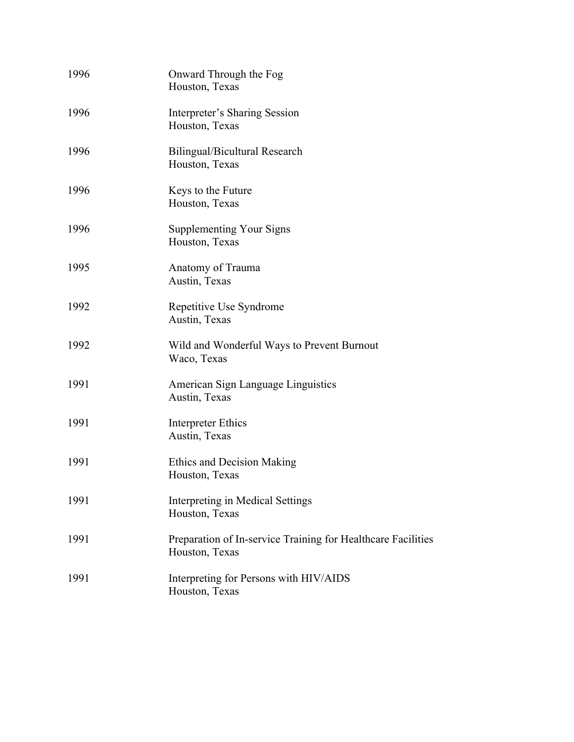1996 Onward Through the Fog
Houston, Texas

1996 Interpreter's Sharing Session
Houston, Texas

1996 Bilingual/Bicultural Research
Houston, Texas

1996 Keys to the Future
Houston, Texas

1996 Supplementing Your Signs
Houston, Texas

1995 Anatomy of Trauma
Austin, Texas

1992 Repetitive Use Syndrome
Austin, Texas

1992 Wild and Wonderful Ways to Prevent Burnout
Waco, Texas

1991 American Sign Language Linguistics
Austin, Texas

1991 Interpreter Ethics
Austin, Texas

1991 Ethics and Decision Making
Houston, Texas

1991 Interpreting in Medical Settings
Houston, Texas

1991 Preparation of In-service Training for Healthcare Facilities
Houston, Texas

1991 Interpreting for Persons with HIV/AIDS
Houston, Texas